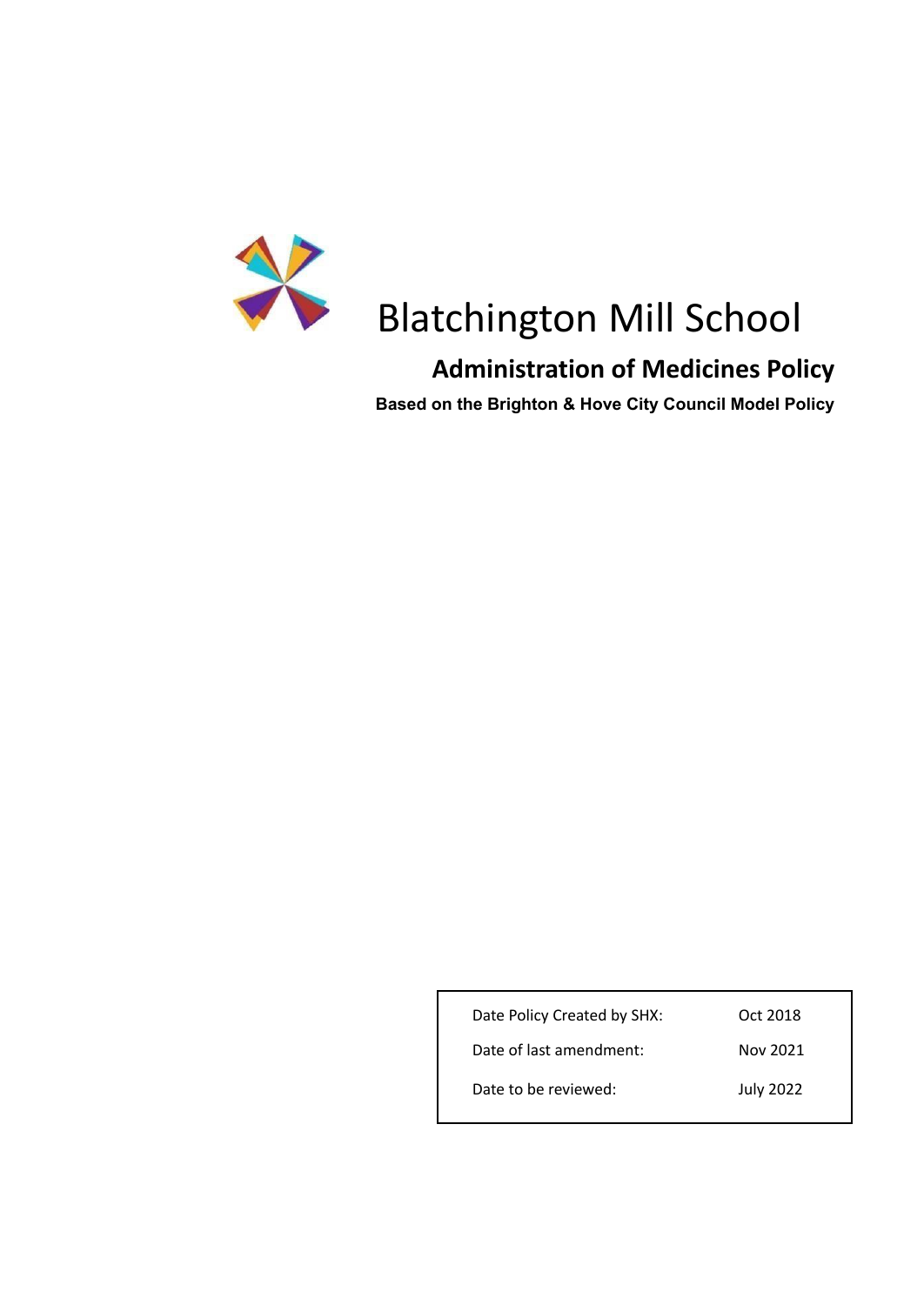# Blatchington Mill School

## Administration of Medicines Policy

**Based on the Brighton & Hove City Council Model Policy**

| | |
|---|---|
| Date Policy Created by SHX: | Oct 2018 |
| Date of last amendment: | Nov 2021 |
| Date to be reviewed: | July 2022 |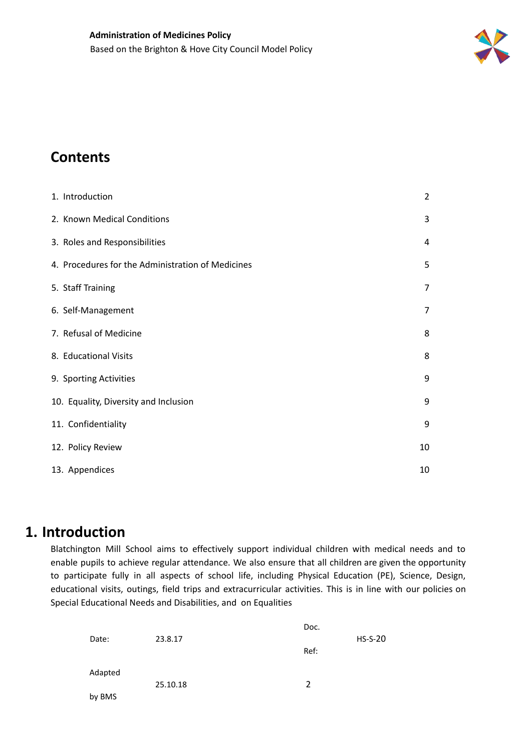## Contents

| | |
|---|---|
| 1. Introduction | 2 |
| 2. Known Medical Conditions | 3 |
| 3. Roles and Responsibilities | 4 |
| 4. Procedures for the Administration of Medicines | 5 |
| 5. Staff Training | 7 |
| 6. Self-Management | 7 |
| 7. Refusal of Medicine | 8 |
| 8. Educational Visits | 8 |
| 9. Sporting Activities | 9 |
| 10. Equality, Diversity and Inclusion | 9 |
| 11. Confidentiality | 9 |
| 12. Policy Review | 10 |
| 13. Appendices | 10 |

# 1. Introduction

Blatchington Mill School aims to effectively support individual children with medical needs and to enable pupils to achieve regular attendance. We also ensure that all children are given the opportunity to participate fully in all aspects of school life, including Physical Education (PE), Science, Design, educational visits, outings, field trips and extracurricular activities. This is in line with our policies on Special Educational Needs and Disabilities, and on Equalities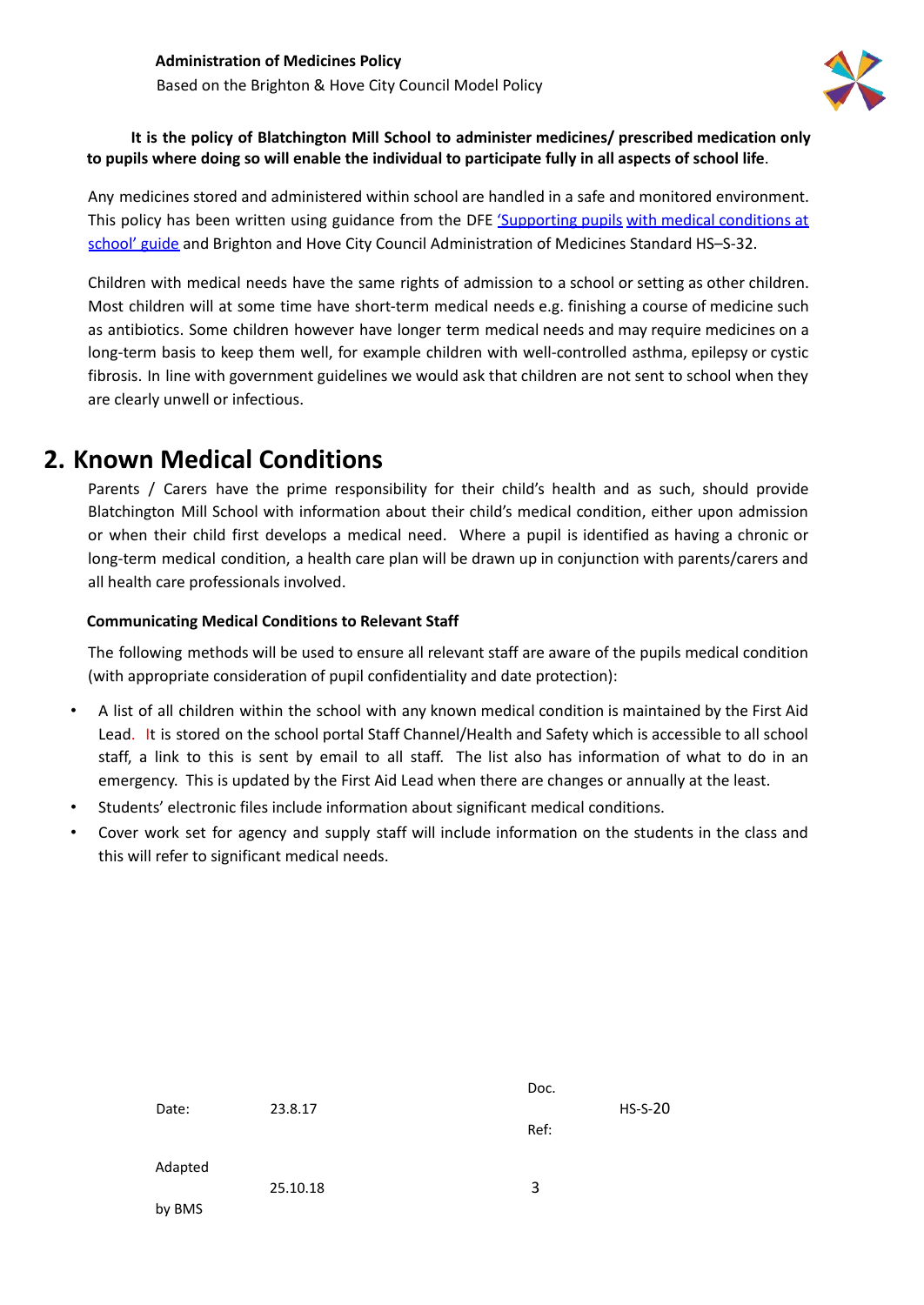It is the policy of Blatchington Mill School to administer medicines/ prescribed medication only to pupils where doing so will enable the individual to participate fully in all aspects of school life.

Any medicines stored and administered within school are handled in a safe and monitored environment. This policy has been written using guidance from the DFE 'Supporting pupils with medical conditions at school' guide and Brighton and Hove City Council Administration of Medicines Standard HS–S-32.

Children with medical needs have the same rights of admission to a school or setting as other children. Most children will at some time have short-term medical needs e.g. finishing a course of medicine such as antibiotics. Some children however have longer term medical needs and may require medicines on a long-term basis to keep them well, for example children with well-controlled asthma, epilepsy or cystic fibrosis. In line with government guidelines we would ask that children are not sent to school when they are clearly unwell or infectious.

## 2. Known Medical Conditions

Parents / Carers have the prime responsibility for their child's health and as such, should provide Blatchington Mill School with information about their child's medical condition, either upon admission or when their child first develops a medical need. Where a pupil is identified as having a chronic or long-term medical condition, a health care plan will be drawn up in conjunction with parents/carers and all health care professionals involved.

**Communicating Medical Conditions to Relevant Staff**

The following methods will be used to ensure all relevant staff are aware of the pupils medical condition (with appropriate consideration of pupil confidentiality and date protection):

- A list of all children within the school with any known medical condition is maintained by the First Aid Lead. It is stored on the school portal Staff Channel/Health and Safety which is accessible to all school staff, a link to this is sent by email to all staff. The list also has information of what to do in an emergency. This is updated by the First Aid Lead when there are changes or annually at the least.
- Students' electronic files include information about significant medical conditions.
- Cover work set for agency and supply staff will include information on the students in the class and this will refer to significant medical needs.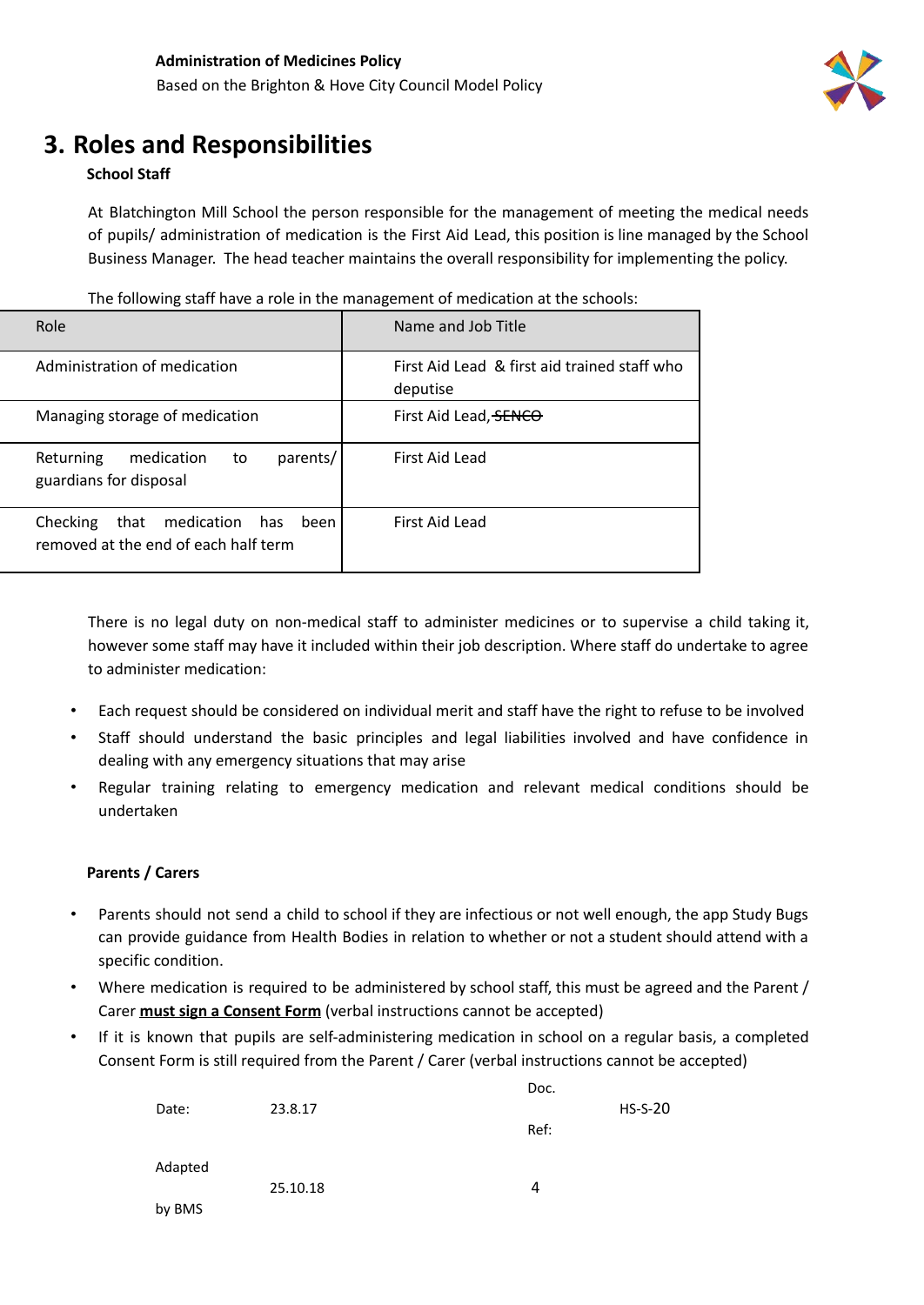# 3. Roles and Responsibilities

**School Staff**

At Blatchington Mill School the person responsible for the management of meeting the medical needs of pupils/ administration of medication is the First Aid Lead, this position is line managed by the School Business Manager. The head teacher maintains the overall responsibility for implementing the policy.

The following staff have a role in the management of medication at the schools:

| Role | Name and Job Title |
|---|---|
| Administration of medication | First Aid Lead & first aid trained staff who deputise |
| Managing storage of medication | First Aid Lead, ~~SENCO~~ |
| Returning medication to parents/ guardians for disposal | First Aid Lead |
| Checking that medication has been removed at the end of each half term | First Aid Lead |

There is no legal duty on non-medical staff to administer medicines or to supervise a child taking it, however some staff may have it included within their job description. Where staff do undertake to agree to administer medication:

- Each request should be considered on individual merit and staff have the right to refuse to be involved
- Staff should understand the basic principles and legal liabilities involved and have confidence in dealing with any emergency situations that may arise
- Regular training relating to emergency medication and relevant medical conditions should be undertaken

**Parents / Carers**

- Parents should not send a child to school if they are infectious or not well enough, the app Study Bugs can provide guidance from Health Bodies in relation to whether or not a student should attend with a specific condition.
- Where medication is required to be administered by school staff, this must be agreed and the Parent / Carer **<u>must sign a Consent Form</u>** (verbal instructions cannot be accepted)
- If it is known that pupils are self-administering medication in school on a regular basis, a completed Consent Form is still required from the Parent / Carer (verbal instructions cannot be accepted)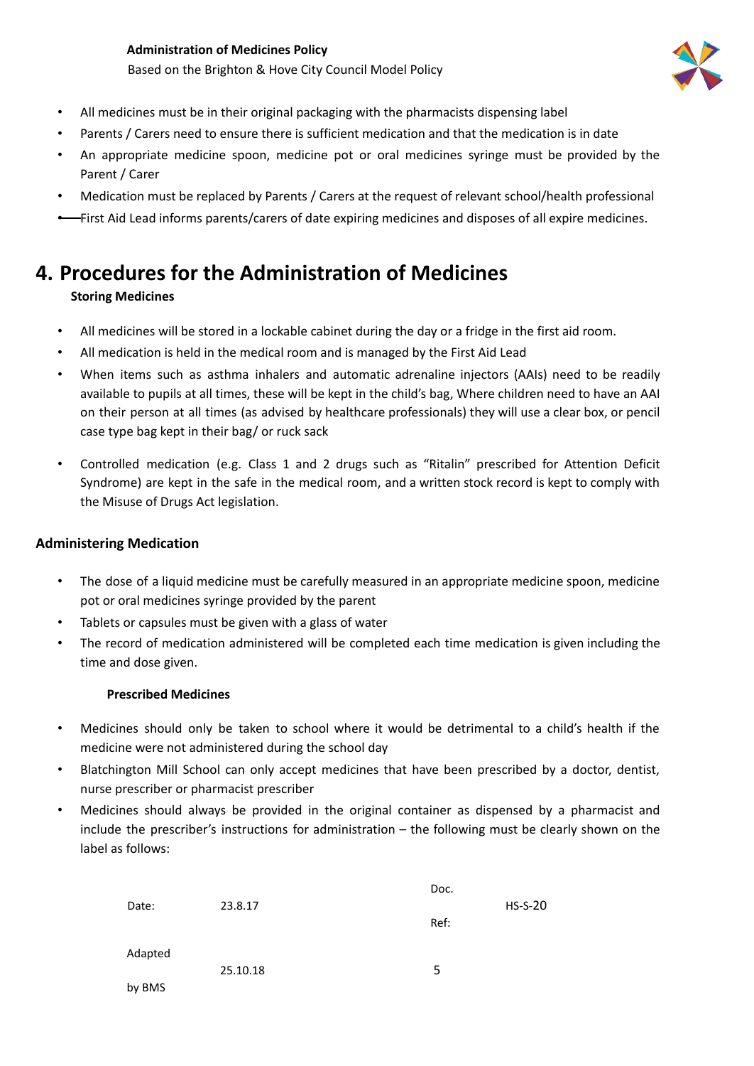- All medicines must be in their original packaging with the pharmacists dispensing label
- Parents / Carers need to ensure there is sufficient medication and that the medication is in date
- An appropriate medicine spoon, medicine pot or oral medicines syringe must be provided by the Parent / Carer
- Medication must be replaced by Parents / Carers at the request of relevant school/health professional
- First Aid Lead informs parents/carers of date expiring medicines and disposes of all expire medicines.

# 4. Procedures for the Administration of Medicines

**Storing Medicines**

- All medicines will be stored in a lockable cabinet during the day or a fridge in the first aid room.
- All medication is held in the medical room and is managed by the First Aid Lead
- When items such as asthma inhalers and automatic adrenaline injectors (AAIs) need to be readily available to pupils at all times, these will be kept in the child's bag, Where children need to have an AAI on their person at all times (as advised by healthcare professionals) they will use a clear box, or pencil case type bag kept in their bag/ or ruck sack
- Controlled medication (e.g. Class 1 and 2 drugs such as "Ritalin" prescribed for Attention Deficit Syndrome) are kept in the safe in the medical room, and a written stock record is kept to comply with the Misuse of Drugs Act legislation.

**Administering Medication**

- The dose of a liquid medicine must be carefully measured in an appropriate medicine spoon, medicine pot or oral medicines syringe provided by the parent
- Tablets or capsules must be given with a glass of water
- The record of medication administered will be completed each time medication is given including the time and dose given.

**Prescribed Medicines**

- Medicines should only be taken to school where it would be detrimental to a child's health if the medicine were not administered during the school day
- Blatchington Mill School can only accept medicines that have been prescribed by a doctor, dentist, nurse prescriber or pharmacist prescriber
- Medicines should always be provided in the original container as dispensed by a pharmacist and include the prescriber's instructions for administration – the following must be clearly shown on the label as follows: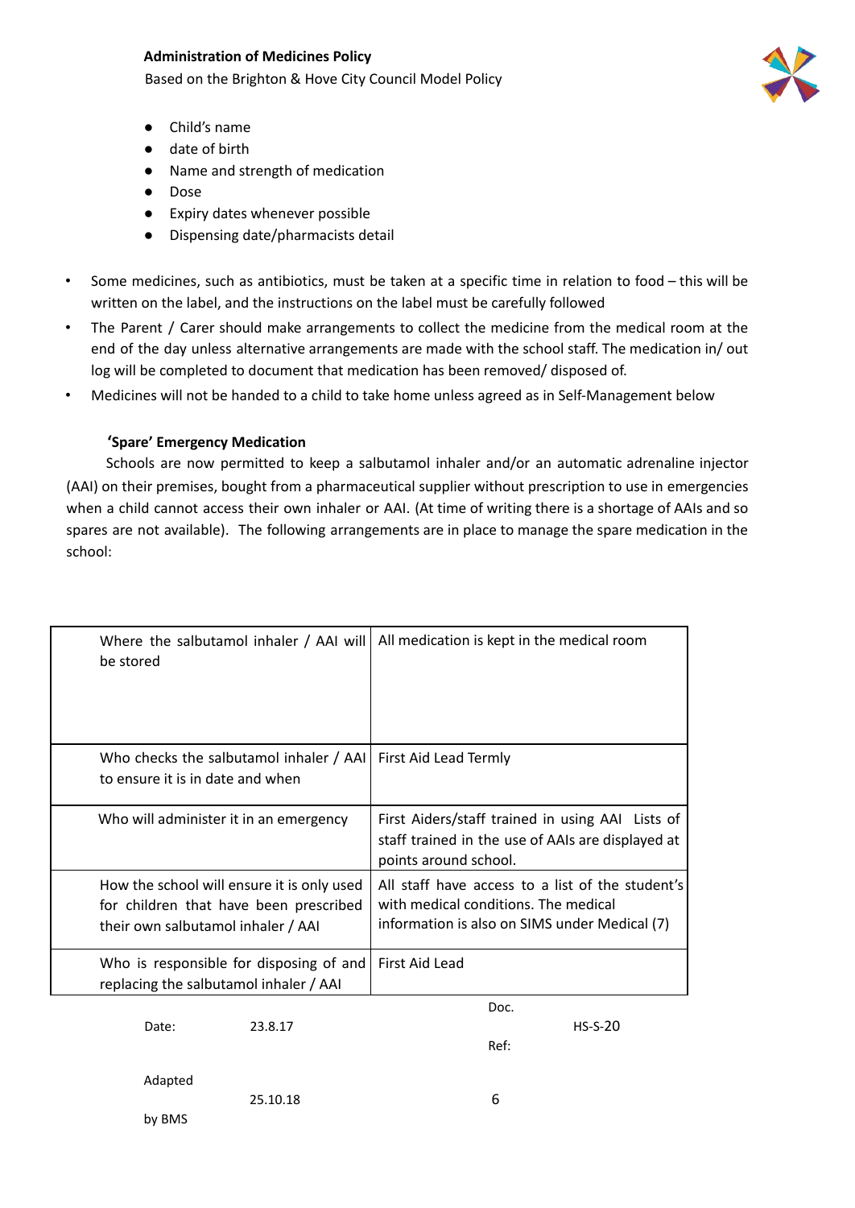- Child's name
- date of birth
- Name and strength of medication
- Dose
- Expiry dates whenever possible
- Dispensing date/pharmacists detail

- Some medicines, such as antibiotics, must be taken at a specific time in relation to food – this will be written on the label, and the instructions on the label must be carefully followed
- The Parent / Carer should make arrangements to collect the medicine from the medical room at the end of the day unless alternative arrangements are made with the school staff. The medication in/ out log will be completed to document that medication has been removed/ disposed of.
- Medicines will not be handed to a child to take home unless agreed as in Self-Management below

**'Spare' Emergency Medication**

Schools are now permitted to keep a salbutamol inhaler and/or an automatic adrenaline injector (AAI) on their premises, bought from a pharmaceutical supplier without prescription to use in emergencies when a child cannot access their own inhaler or AAI. (At time of writing there is a shortage of AAIs and so spares are not available). The following arrangements are in place to manage the spare medication in the school:

| | |
|---|---|
| Where the salbutamol inhaler / AAI will be stored | All medication is kept in the medical room |
| Who checks the salbutamol inhaler / AAI to ensure it is in date and when | First Aid Lead Termly |
| Who will administer it in an emergency | First Aiders/staff trained in using AAI Lists of staff trained in the use of AAIs are displayed at points around school. |
| How the school will ensure it is only used for children that have been prescribed their own salbutamol inhaler / AAI | All staff have access to a list of the student's with medical conditions. The medical information is also on SIMS under Medical (7) |
| Who is responsible for disposing of and replacing the salbutamol inhaler / AAI | First Aid Lead |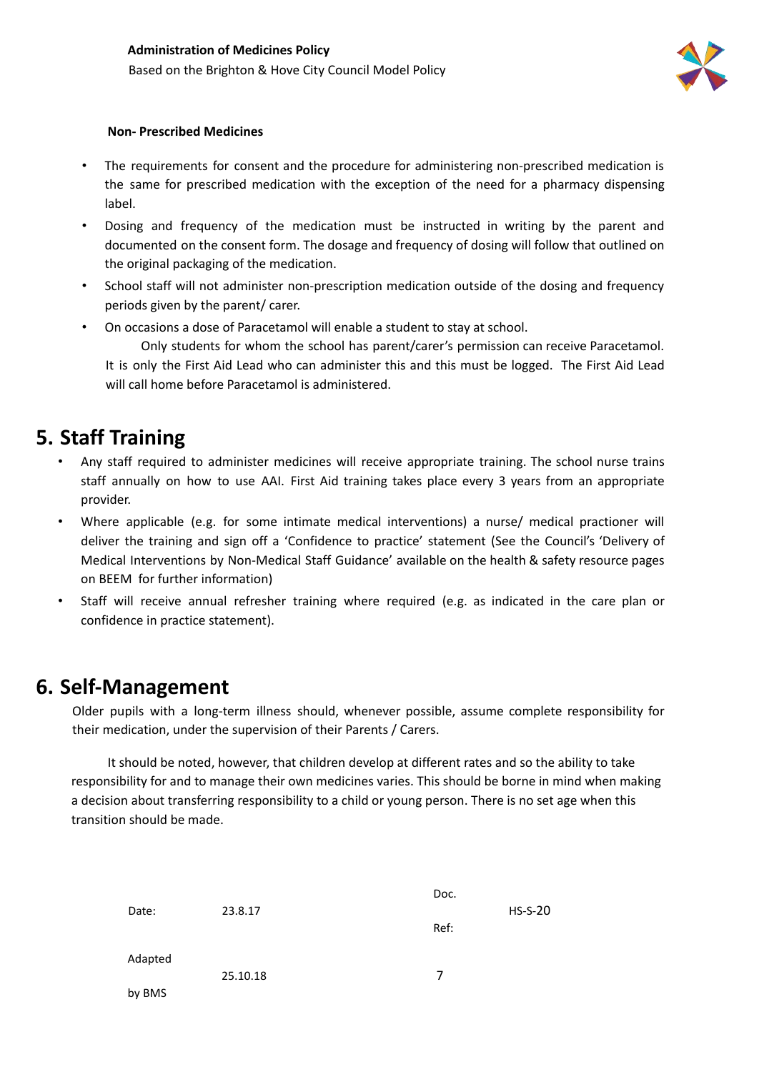**Non- Prescribed Medicines**

- The requirements for consent and the procedure for administering non-prescribed medication is the same for prescribed medication with the exception of the need for a pharmacy dispensing label.
- Dosing and frequency of the medication must be instructed in writing by the parent and documented on the consent form. The dosage and frequency of dosing will follow that outlined on the original packaging of the medication.
- School staff will not administer non-prescription medication outside of the dosing and frequency periods given by the parent/ carer.
- On occasions a dose of Paracetamol will enable a student to stay at school.

  Only students for whom the school has parent/carer's permission can receive Paracetamol. It is only the First Aid Lead who can administer this and this must be logged. The First Aid Lead will call home before Paracetamol is administered.

## 5. Staff Training

- Any staff required to administer medicines will receive appropriate training. The school nurse trains staff annually on how to use AAI. First Aid training takes place every 3 years from an appropriate provider.
- Where applicable (e.g. for some intimate medical interventions) a nurse/ medical practioner will deliver the training and sign off a 'Confidence to practice' statement (See the Council's 'Delivery of Medical Interventions by Non-Medical Staff Guidance' available on the health & safety resource pages on BEEM for further information)
- Staff will receive annual refresher training where required (e.g. as indicated in the care plan or confidence in practice statement).

## 6. Self-Management

Older pupils with a long-term illness should, whenever possible, assume complete responsibility for their medication, under the supervision of their Parents / Carers.

It should be noted, however, that children develop at different rates and so the ability to take responsibility for and to manage their own medicines varies. This should be borne in mind when making a decision about transferring responsibility to a child or young person. There is no set age when this transition should be made.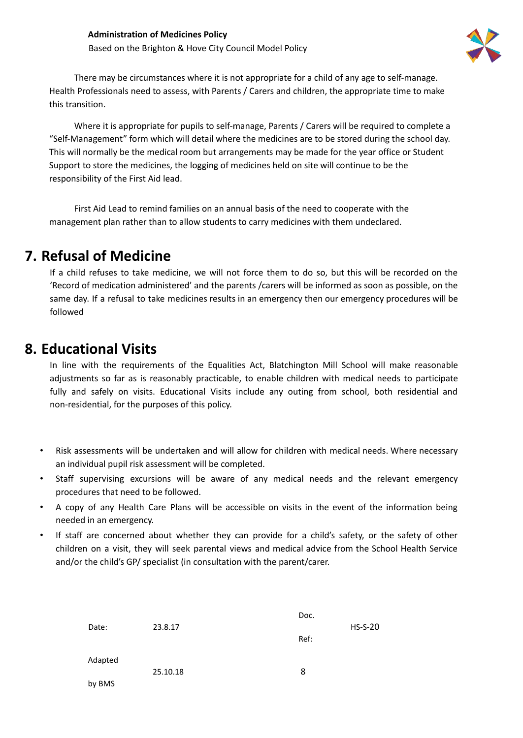There may be circumstances where it is not appropriate for a child of any age to self-manage. Health Professionals need to assess, with Parents / Carers and children, the appropriate time to make this transition.

Where it is appropriate for pupils to self-manage, Parents / Carers will be required to complete a "Self-Management" form which will detail where the medicines are to be stored during the school day. This will normally be the medical room but arrangements may be made for the year office or Student Support to store the medicines, the logging of medicines held on site will continue to be the responsibility of the First Aid lead.

First Aid Lead to remind families on an annual basis of the need to cooperate with the management plan rather than to allow students to carry medicines with them undeclared.

## 7. Refusal of Medicine

If a child refuses to take medicine, we will not force them to do so, but this will be recorded on the 'Record of medication administered' and the parents /carers will be informed as soon as possible, on the same day. If a refusal to take medicines results in an emergency then our emergency procedures will be followed

## 8. Educational Visits

In line with the requirements of the Equalities Act, Blatchington Mill School will make reasonable adjustments so far as is reasonably practicable, to enable children with medical needs to participate fully and safely on visits. Educational Visits include any outing from school, both residential and non-residential, for the purposes of this policy.

- Risk assessments will be undertaken and will allow for children with medical needs. Where necessary an individual pupil risk assessment will be completed.
- Staff supervising excursions will be aware of any medical needs and the relevant emergency procedures that need to be followed.
- A copy of any Health Care Plans will be accessible on visits in the event of the information being needed in an emergency.
- If staff are concerned about whether they can provide for a child's safety, or the safety of other children on a visit, they will seek parental views and medical advice from the School Health Service and/or the child's GP/ specialist (in consultation with the parent/carer.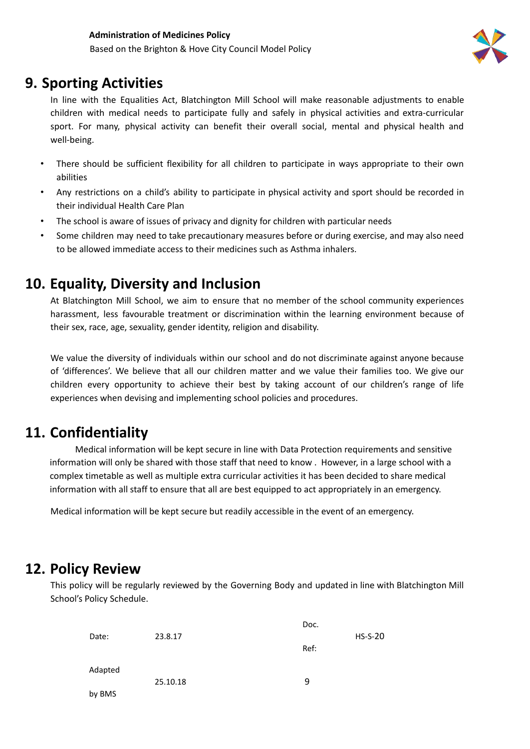## 9. Sporting Activities

In line with the Equalities Act, Blatchington Mill School will make reasonable adjustments to enable children with medical needs to participate fully and safely in physical activities and extra-curricular sport. For many, physical activity can benefit their overall social, mental and physical health and well-being.

- There should be sufficient flexibility for all children to participate in ways appropriate to their own abilities
- Any restrictions on a child's ability to participate in physical activity and sport should be recorded in their individual Health Care Plan
- The school is aware of issues of privacy and dignity for children with particular needs
- Some children may need to take precautionary measures before or during exercise, and may also need to be allowed immediate access to their medicines such as Asthma inhalers.

## 10. Equality, Diversity and Inclusion

At Blatchington Mill School, we aim to ensure that no member of the school community experiences harassment, less favourable treatment or discrimination within the learning environment because of their sex, race, age, sexuality, gender identity, religion and disability.

We value the diversity of individuals within our school and do not discriminate against anyone because of 'differences'. We believe that all our children matter and we value their families too. We give our children every opportunity to achieve their best by taking account of our children's range of life experiences when devising and implementing school policies and procedures.

## 11. Confidentiality

Medical information will be kept secure in line with Data Protection requirements and sensitive information will only be shared with those staff that need to know . However, in a large school with a complex timetable as well as multiple extra curricular activities it has been decided to share medical information with all staff to ensure that all are best equipped to act appropriately in an emergency.

Medical information will be kept secure but readily accessible in the event of an emergency.

## 12. Policy Review

This policy will be regularly reviewed by the Governing Body and updated in line with Blatchington Mill School's Policy Schedule.

| | | | |
|---|---|---|---|
| Date: | 23.8.17 | Doc. Ref: | HS-S-20 |
| Adapted by BMS | 25.10.18 | 9 | |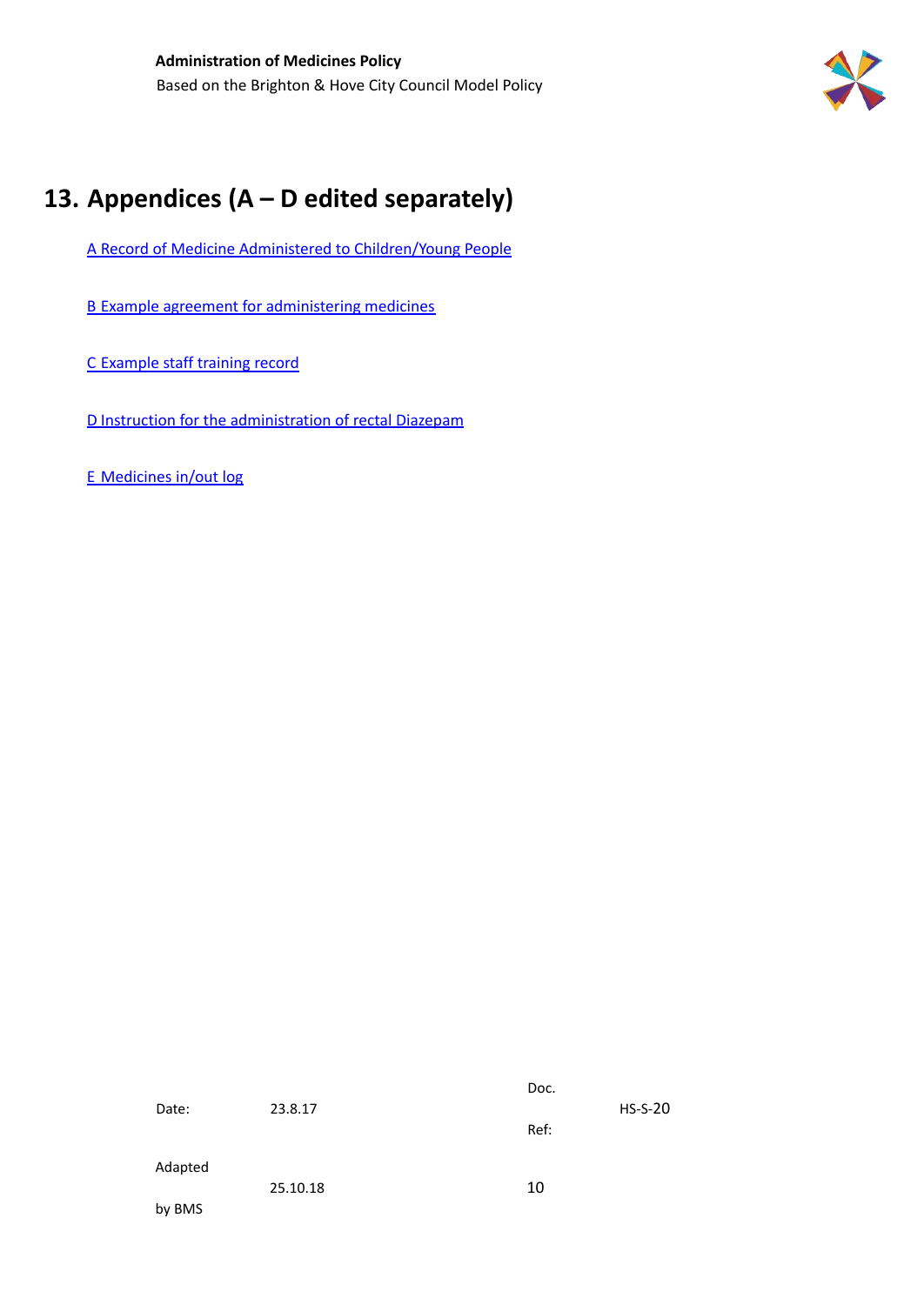# 13. Appendices (A – D edited separately)

A Record of Medicine Administered to Children/Young People

B Example agreement for administering medicines

C Example staff training record

D Instruction for the administration of rectal Diazepam

E Medicines in/out log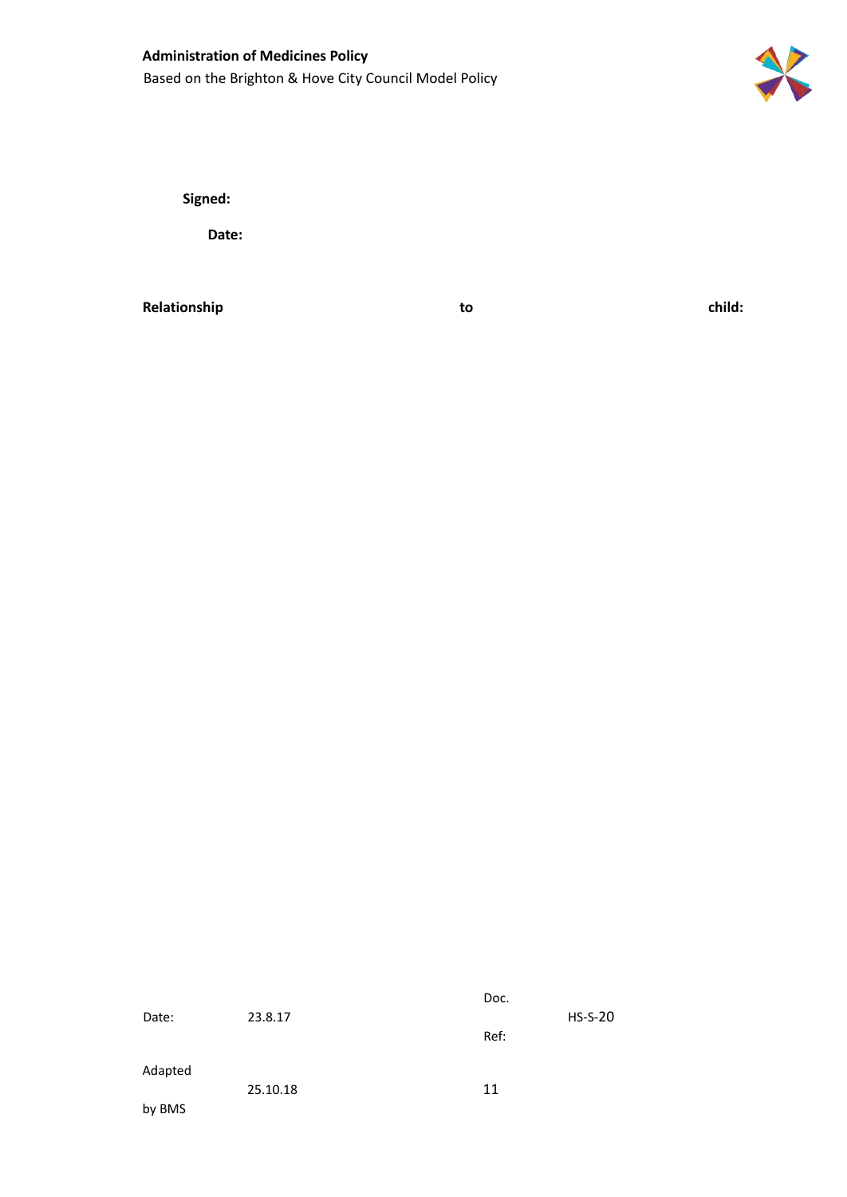**Signed:**

**Date:**

**Relationship to child:**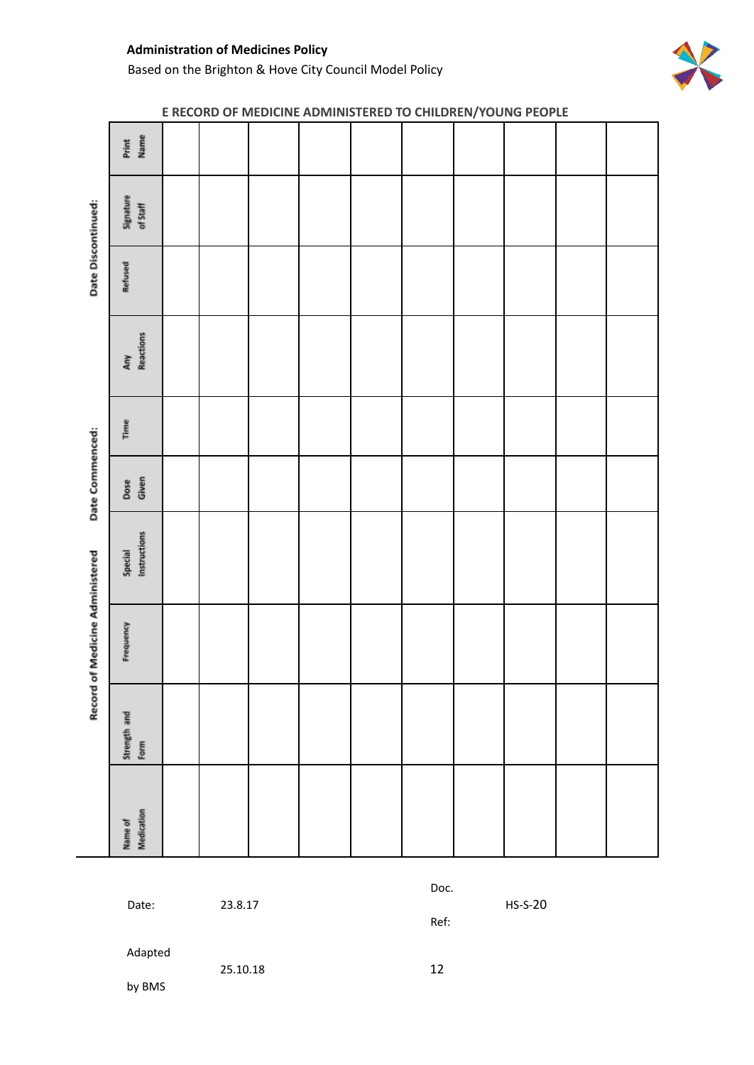## E RECORD OF MEDICINE ADMINISTERED TO CHILDREN/YOUNG PEOPLE

**Record of Medicine Administered** **Date Commenced:** **Date Discontinued:**

| Name of Medication | Strength and Form | Frequency | Special Instructions | Dose Given | Time | Any Reactions | Refused | Signature of Staff | Print Name |
|---|---|---|---|---|---|---|---|---|---|
| | | | | | | | | | |
| | | | | | | | | | |
| | | | | | | | | | |
| | | | | | | | | | |
| | | | | | | | | | |
| | | | | | | | | | |
| | | | | | | | | | |
| | | | | | | | | | |
| | | | | | | | | | |

| | | | |
|---|---|---|---|
| Date: | 23.8.17 | Doc. Ref: | HS-S-20 |
| Adapted by BMS | 25.10.18 | | |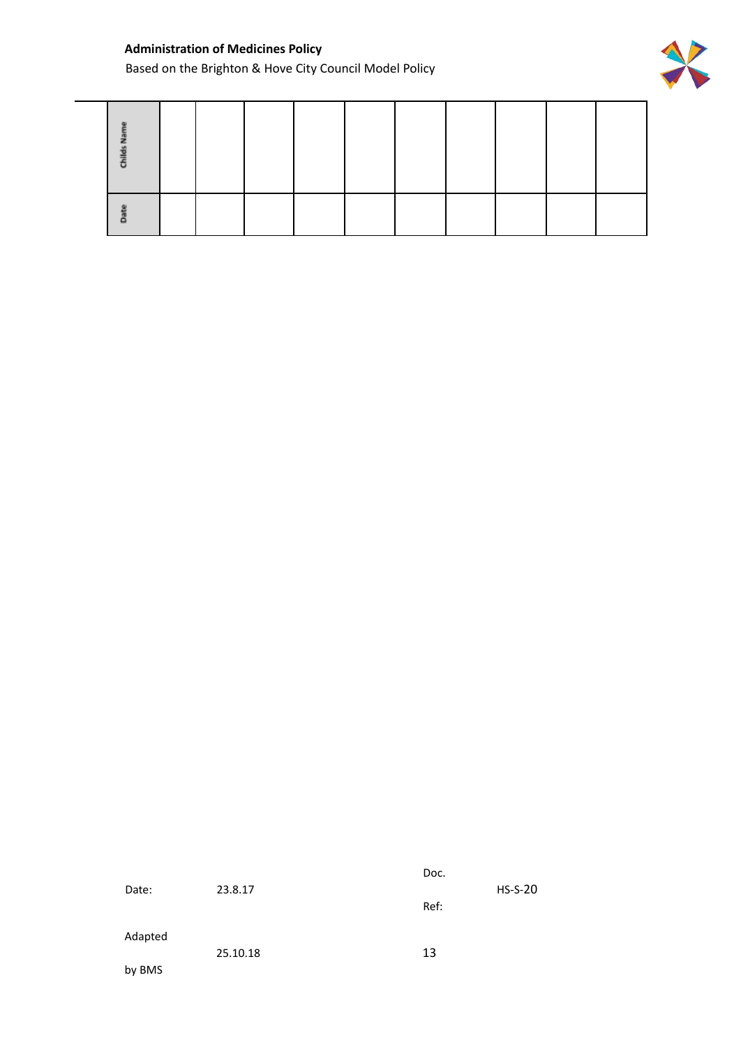| Childs Name | | | | | | | | | |
|---|---|---|---|---|---|---|---|---|---|
| Date | | | | | | | | | |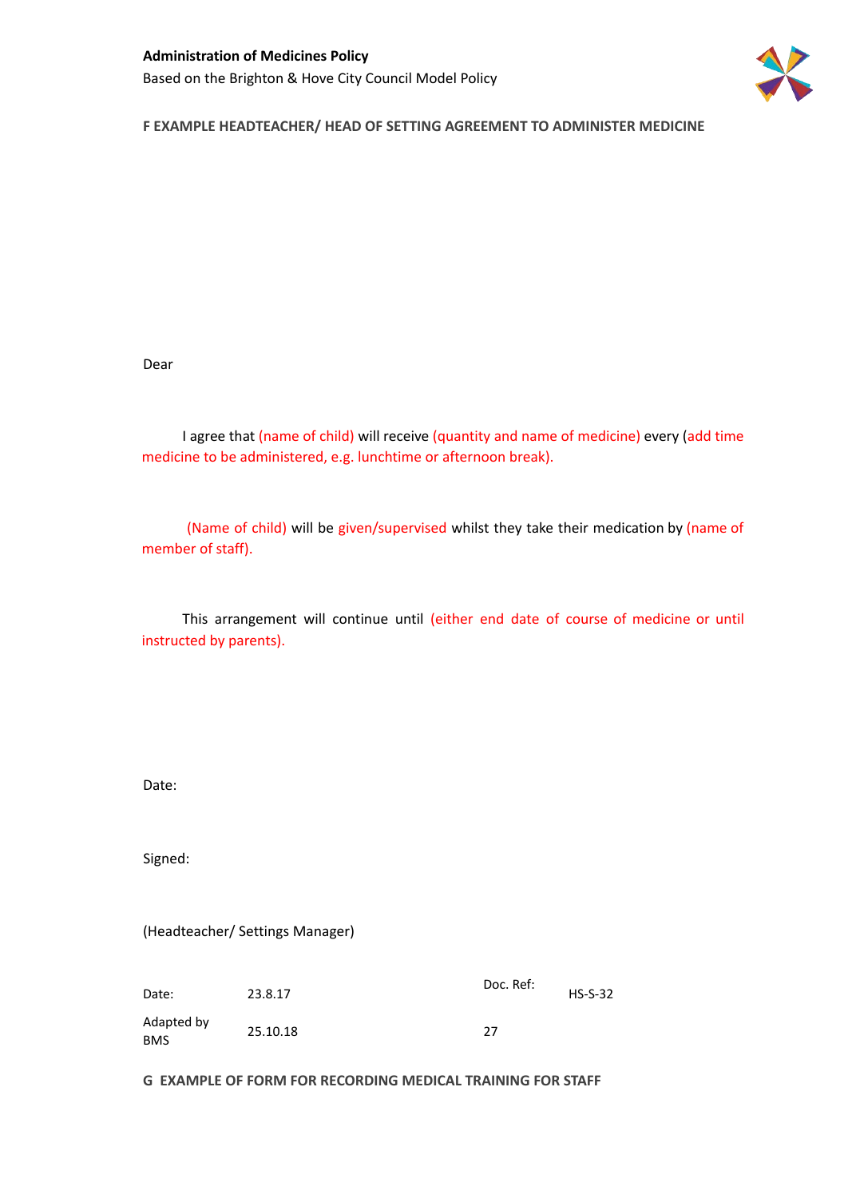**F EXAMPLE HEADTEACHER/ HEAD OF SETTING AGREEMENT TO ADMINISTER MEDICINE**

Dear

I agree that (name of child) will receive (quantity and name of medicine) every (add time medicine to be administered, e.g. lunchtime or afternoon break).

(Name of child) will be given/supervised whilst they take their medication by (name of member of staff).

This arrangement will continue until (either end date of course of medicine or until instructed by parents).

Date:

Signed:

(Headteacher/ Settings Manager)

| Date: | 23.8.17 | Doc. Ref: | HS-S-32 |
|---|---|---|---|
| Adapted by BMS | 25.10.18 | 27 | |

**G EXAMPLE OF FORM FOR RECORDING MEDICAL TRAINING FOR STAFF**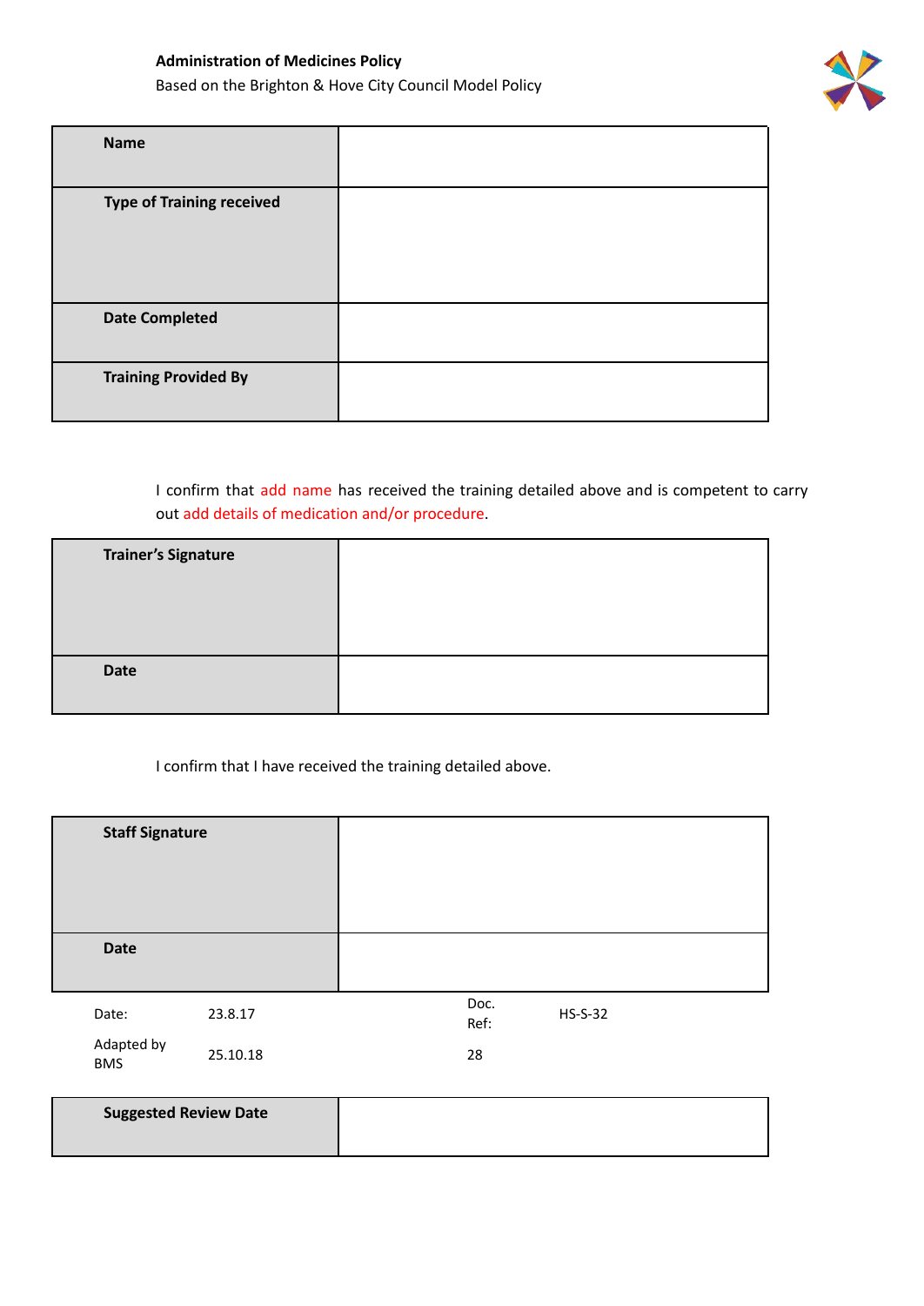**Administration of Medicines Policy**

Based on the Brighton & Hove City Council Model Policy

| **Name** | |
|---|---|
| **Type of Training received** | |
| **Date Completed** | |
| **Training Provided By** | |

I confirm that add name has received the training detailed above and is competent to carry out add details of medication and/or procedure.

| **Trainer's Signature** | |
|---|---|
| **Date** | |

I confirm that I have received the training detailed above.

| **Staff Signature** | |
|---|---|
| **Date** | |

| Date: | 23.8.17 | Doc. Ref: | HS-S-32 |
|---|---|---|---|
| Adapted by BMS | 25.10.18 | 28 | |

| **Suggested Review Date** | |
|---|---|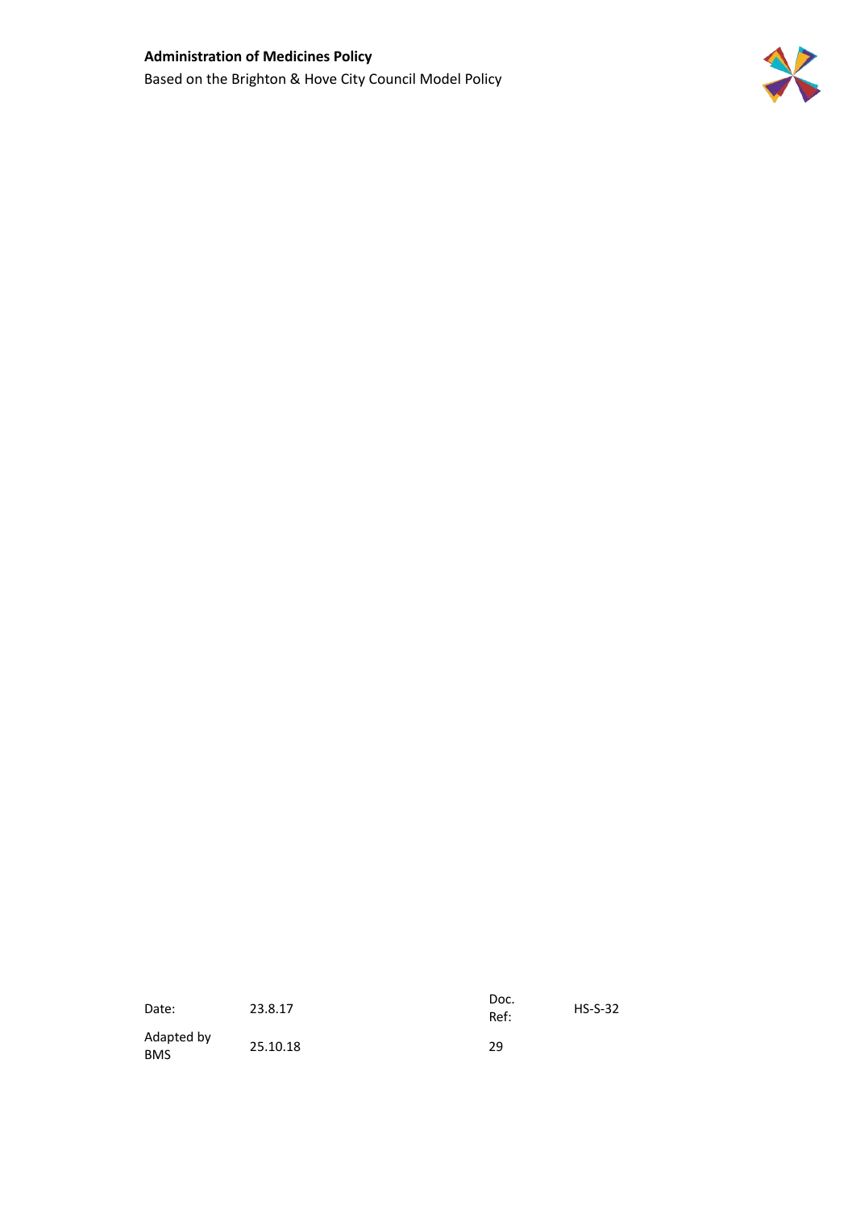| Date: | 23.8.17 | Doc. Ref: | HS-S-32 |
| --- | --- | --- | --- |
| Adapted by BMS | 25.10.18 | 29 | |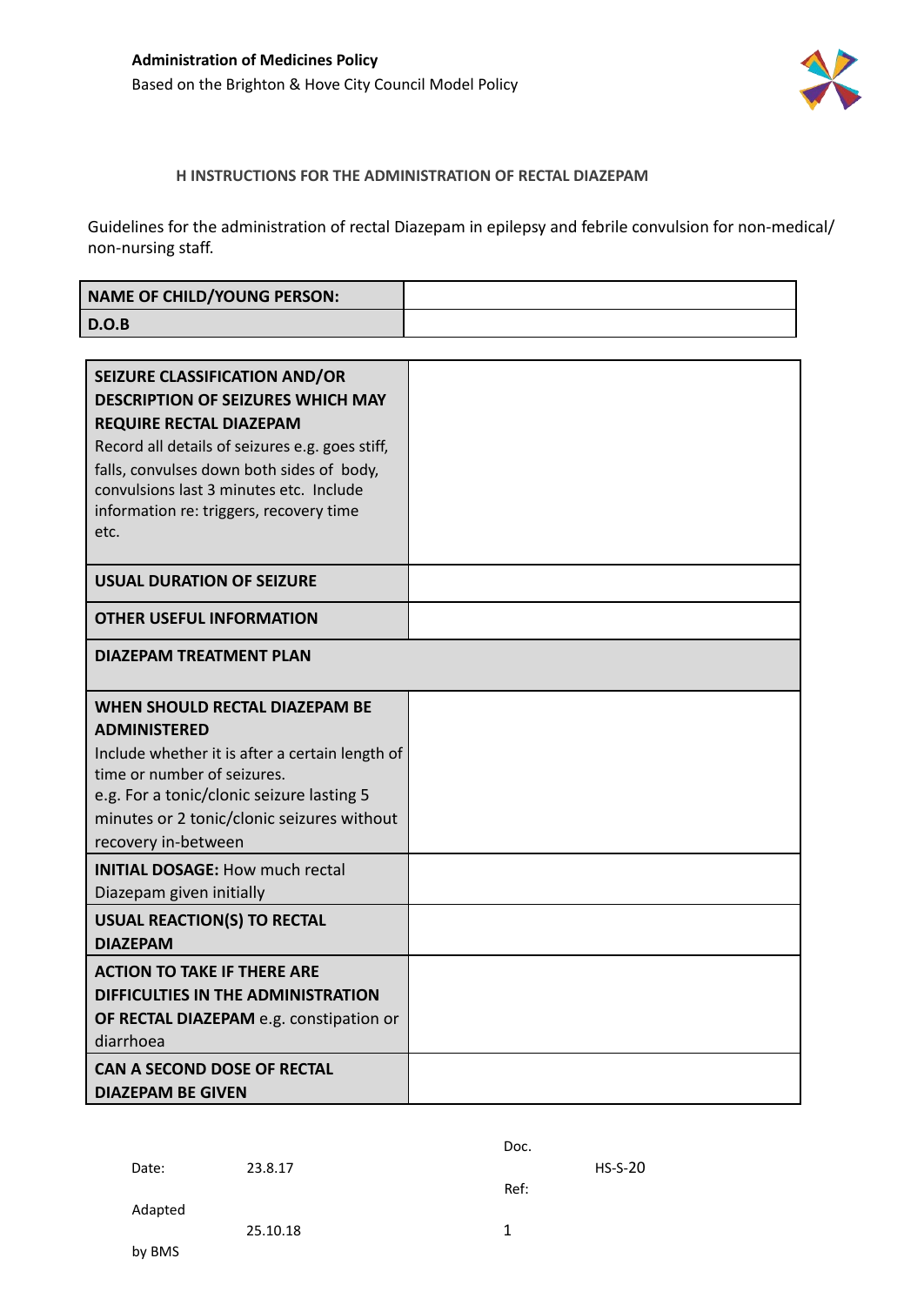## H INSTRUCTIONS FOR THE ADMINISTRATION OF RECTAL DIAZEPAM

Guidelines for the administration of rectal Diazepam in epilepsy and febrile convulsion for non-medical/ non-nursing staff.

| **NAME OF CHILD/YOUNG PERSON:** | |
|---|---|
| **D.O.B** | |

| | |
|---|---|
| **SEIZURE CLASSIFICATION AND/OR DESCRIPTION OF SEIZURES WHICH MAY REQUIRE RECTAL DIAZEPAM** Record all details of seizures e.g. goes stiff, falls, convulses down both sides of body, convulsions last 3 minutes etc. Include information re: triggers, recovery time etc. | |
| **USUAL DURATION OF SEIZURE** | |
| **OTHER USEFUL INFORMATION** | |
| **DIAZEPAM TREATMENT PLAN** | |
| **WHEN SHOULD RECTAL DIAZEPAM BE ADMINISTERED** Include whether it is after a certain length of time or number of seizures. e.g. For a tonic/clonic seizure lasting 5 minutes or 2 tonic/clonic seizures without recovery in-between | |
| **INITIAL DOSAGE:** How much rectal Diazepam given initially | |
| **USUAL REACTION(S) TO RECTAL DIAZEPAM** | |
| **ACTION TO TAKE IF THERE ARE DIFFICULTIES IN THE ADMINISTRATION OF RECTAL DIAZEPAM** e.g. constipation or diarrhoea | |
| **CAN A SECOND DOSE OF RECTAL DIAZEPAM BE GIVEN** | |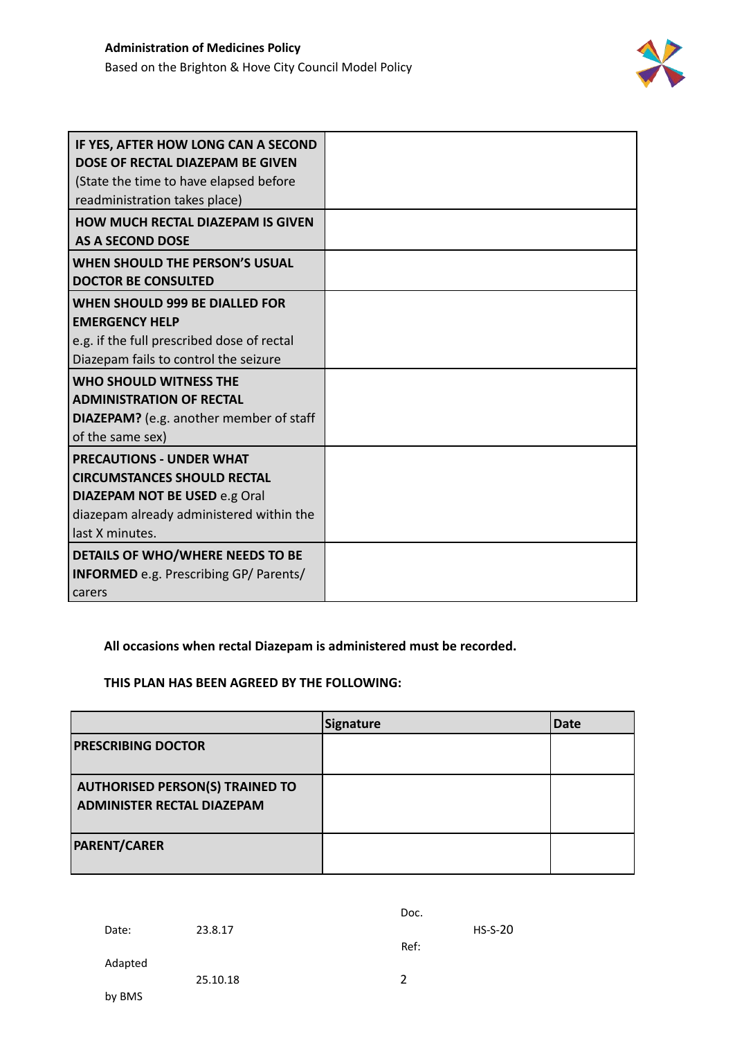| | |
|---|---|
| **IF YES, AFTER HOW LONG CAN A SECOND DOSE OF RECTAL DIAZEPAM BE GIVEN** (State the time to have elapsed before readministration takes place) | |
| **HOW MUCH RECTAL DIAZEPAM IS GIVEN AS A SECOND DOSE** | |
| **WHEN SHOULD THE PERSON'S USUAL DOCTOR BE CONSULTED** | |
| **WHEN SHOULD 999 BE DIALLED FOR EMERGENCY HELP** e.g. if the full prescribed dose of rectal Diazepam fails to control the seizure | |
| **WHO SHOULD WITNESS THE ADMINISTRATION OF RECTAL DIAZEPAM?** (e.g. another member of staff of the same sex) | |
| **PRECAUTIONS - UNDER WHAT CIRCUMSTANCES SHOULD RECTAL DIAZEPAM NOT BE USED** e.g Oral diazepam already administered within the last X minutes. | |
| **DETAILS OF WHO/WHERE NEEDS TO BE INFORMED** e.g. Prescribing GP/ Parents/ carers | |

**All occasions when rectal Diazepam is administered must be recorded.**

**THIS PLAN HAS BEEN AGREED BY THE FOLLOWING:**

| | **Signature** | **Date** |
|---|---|---|
| **PRESCRIBING DOCTOR** | | |
| **AUTHORISED PERSON(S) TRAINED TO ADMINISTER RECTAL DIAZEPAM** | | |
| **PARENT/CARER** | | |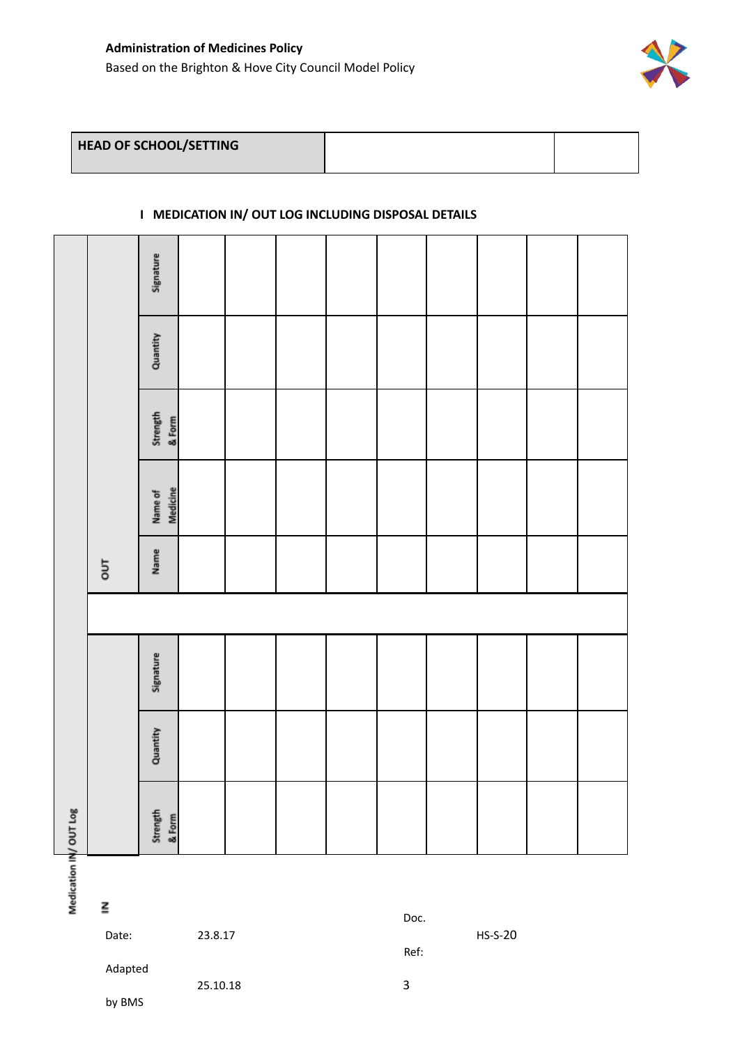| HEAD OF SCHOOL/SETTING | | |
|---|---|---|

## I MEDICATION IN/ OUT LOG INCLUDING DISPOSAL DETAILS

Medication IN/ OUT Log

**IN**

| Strength & Form | Quantity | Signature |
|---|---|---|
| | | |
| | | |
| | | |
| | | |
| | | |
| | | |
| | | |
| | | |
| | | |

**OUT**

| Name | Name of Medicine | Strength & Form | Quantity | Signature |
|---|---|---|---|---|
| | | | | |
| | | | | |
| | | | | |
| | | | | |
| | | | | |
| | | | | |
| | | | | |
| | | | | |
| | | | | |

| | | | |
|---|---|---|---|
| Date: | 23.8.17 | Doc. Ref: | HS-S-20 |
| Adapted by BMS | 25.10.18 | 3 | |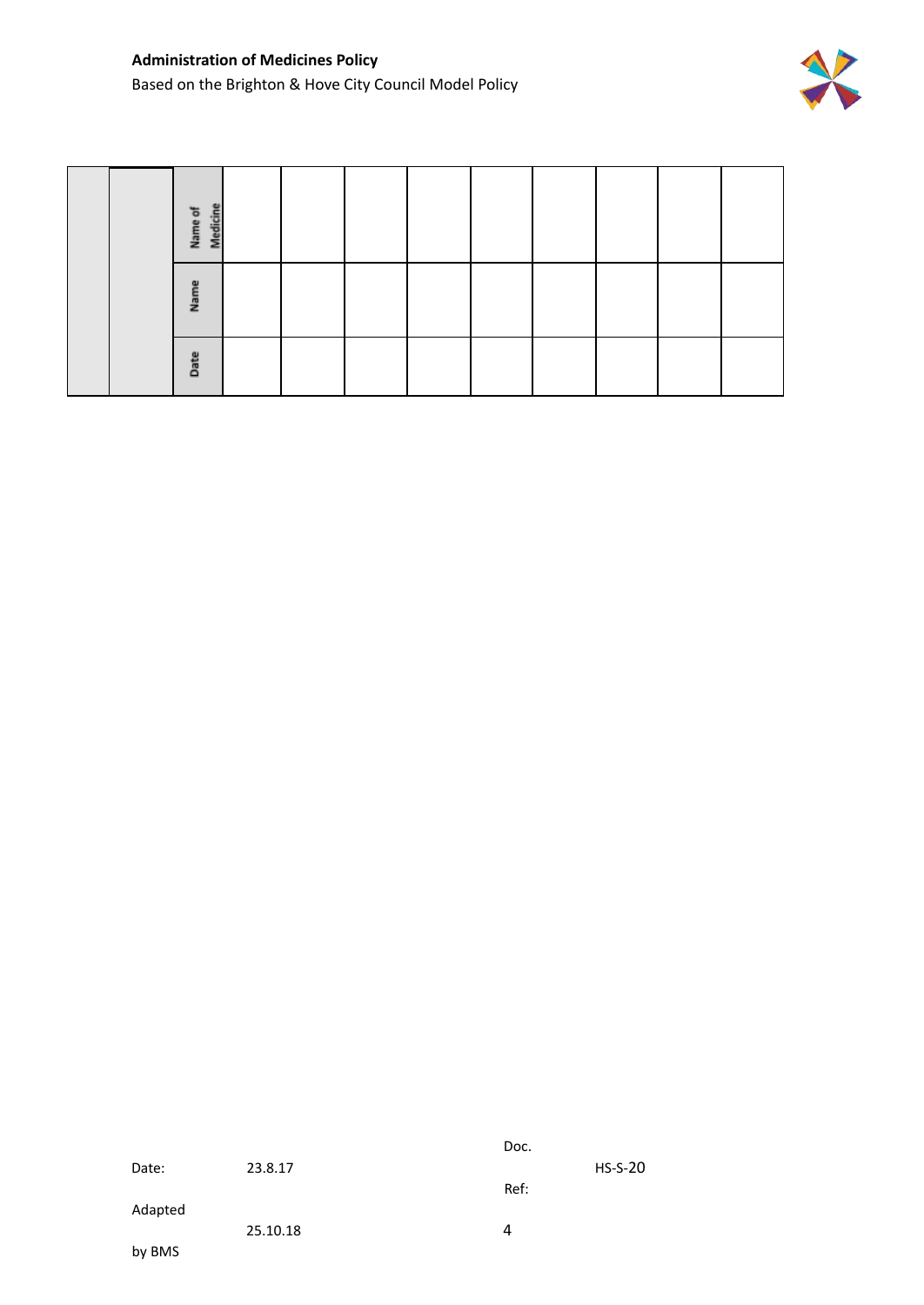| | | | | | | | | | | |
|---|---|---|---|---|---|---|---|---|---|---|
| | | Name of Medicine | | | | | | | | |
| | | Name | | | | | | | | |
| | | Date | | | | | | | | |